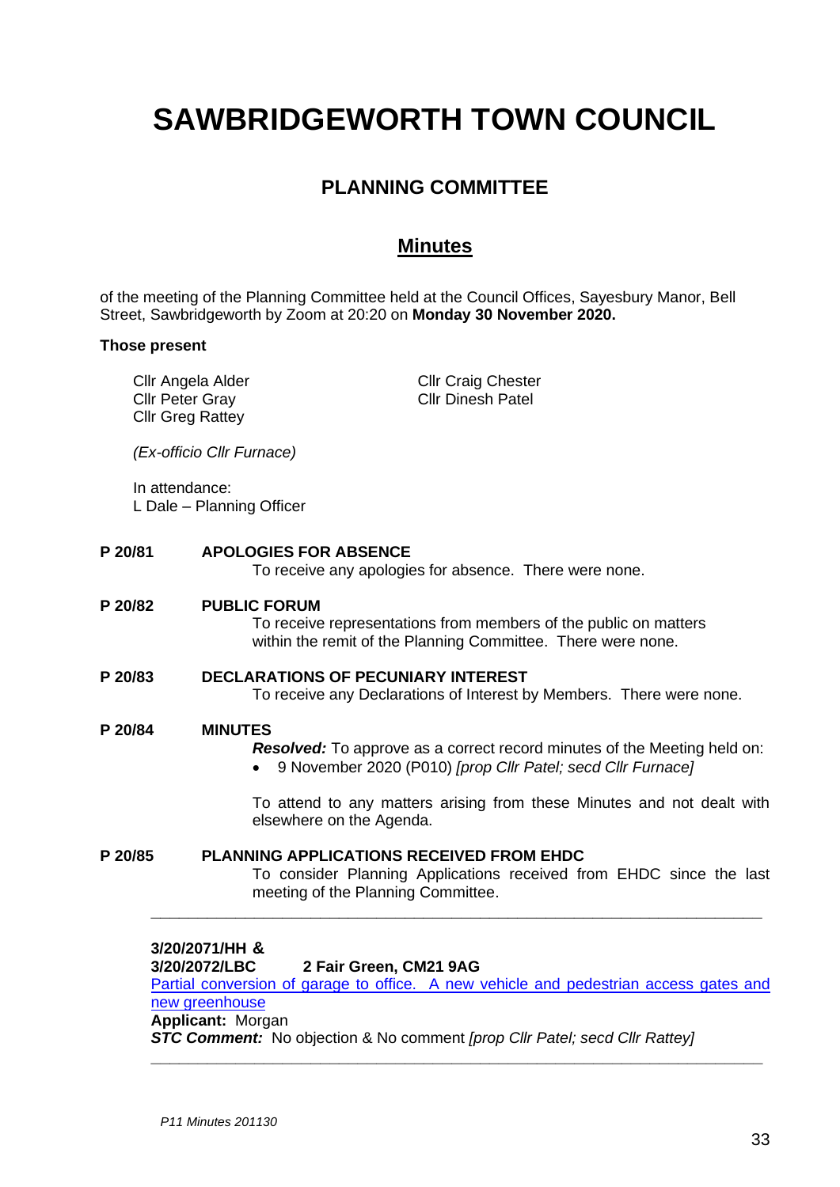# SAWBRIDGEWORTH TOWN COUNCIL

## PLANNING COMMITTEE

## Minutes

of the meeting of the Planning Committee held at the Council Offices, Sayesbury Manor, Bell Street, Sawbridgeworth by Zoom at 20:20 on **Monday 30 November 2020.**

**Those present**

Cllr Angela Alder
Cllr Peter Gray
Cllr Greg Rattey
Cllr Craig Chester
Cllr Dinesh Patel

*(Ex-officio Cllr Furnace)*

In attendance:
L Dale – Planning Officer

**P 20/81 APOLOGIES FOR ABSENCE**

To receive any apologies for absence. There were none.

**P 20/82 PUBLIC FORUM**

To receive representations from members of the public on matters within the remit of the Planning Committee. There were none.

**P 20/83 DECLARATIONS OF PECUNIARY INTEREST**

To receive any Declarations of Interest by Members. There were none.

**P 20/84 MINUTES**

***Resolved:*** To approve as a correct record minutes of the Meeting held on:

- 9 November 2020 (P010) *[prop Cllr Patel; secd Cllr Furnace]*

To attend to any matters arising from these Minutes and not dealt with elsewhere on the Agenda.

**P 20/85 PLANNING APPLICATIONS RECEIVED FROM EHDC**

To consider Planning Applications received from EHDC since the last meeting of the Planning Committee.

---

**3/20/2071/HH &**
**3/20/2072/LBC 2 Fair Green, CM21 9AG**
Partial conversion of garage to office. A new vehicle and pedestrian access gates and new greenhouse
**Applicant:** Morgan
***STC Comment:*** No objection & No comment *[prop Cllr Patel; secd Cllr Rattey]*

---

*P11 Minutes 201130*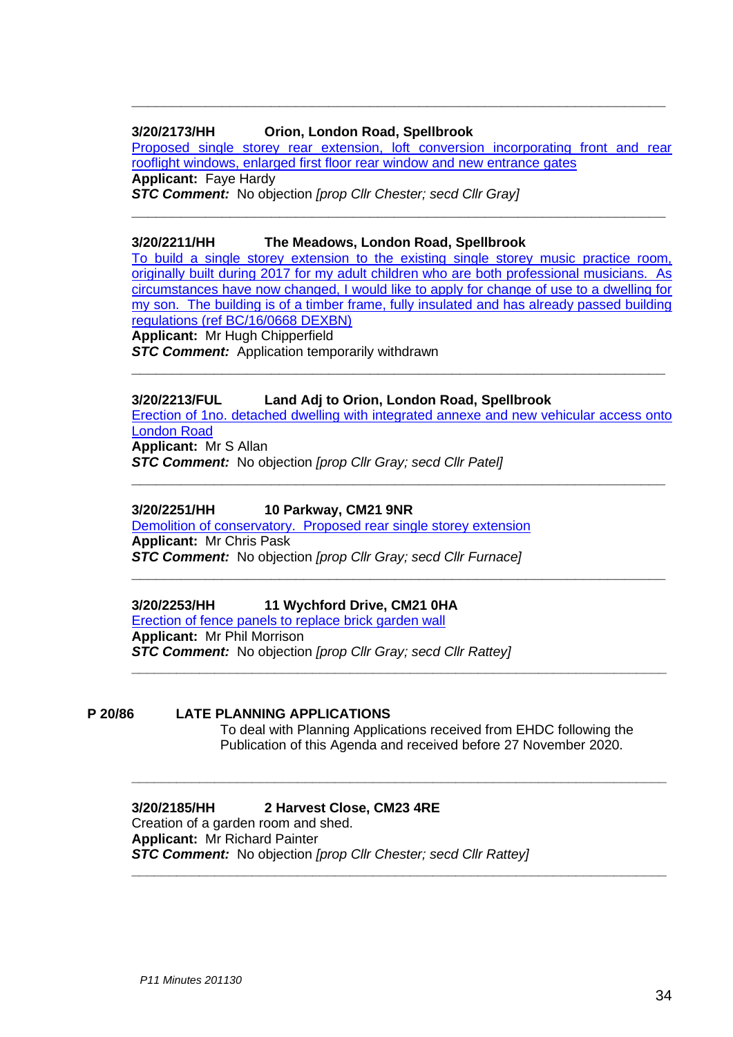---

**3/20/2173/HH Orion, London Road, Spellbrook**

Proposed single storey rear extension, loft conversion incorporating front and rear rooflight windows, enlarged first floor rear window and new entrance gates

**Applicant:** Faye Hardy

***STC Comment:*** No objection *[prop Cllr Chester; secd Cllr Gray]*

---

**3/20/2211/HH The Meadows, London Road, Spellbrook**

To build a single storey extension to the existing single storey music practice room, originally built during 2017 for my adult children who are both professional musicians. As circumstances have now changed, I would like to apply for change of use to a dwelling for my son. The building is of a timber frame, fully insulated and has already passed building regulations (ref BC/16/0668 DEXBN)

**Applicant:** Mr Hugh Chipperfield

***STC Comment:*** Application temporarily withdrawn

---

**3/20/2213/FUL Land Adj to Orion, London Road, Spellbrook**

Erection of 1no. detached dwelling with integrated annexe and new vehicular access onto London Road

**Applicant:** Mr S Allan

***STC Comment:*** No objection *[prop Cllr Gray; secd Cllr Patel]*

---

**3/20/2251/HH 10 Parkway, CM21 9NR**

Demolition of conservatory. Proposed rear single storey extension

**Applicant:** Mr Chris Pask

***STC Comment:*** No objection *[prop Cllr Gray; secd Cllr Furnace]*

---

**3/20/2253/HH 11 Wychford Drive, CM21 0HA**

Erection of fence panels to replace brick garden wall

**Applicant:** Mr Phil Morrison

***STC Comment:*** No objection *[prop Cllr Gray; secd Cllr Rattey]*

---

## P 20/86 LATE PLANNING APPLICATIONS

To deal with Planning Applications received from EHDC following the Publication of this Agenda and received before 27 November 2020.

---

**3/20/2185/HH 2 Harvest Close, CM23 4RE**

Creation of a garden room and shed.

**Applicant:** Mr Richard Painter

***STC Comment:*** No objection *[prop Cllr Chester; secd Cllr Rattey]*

---

*P11 Minutes 201130*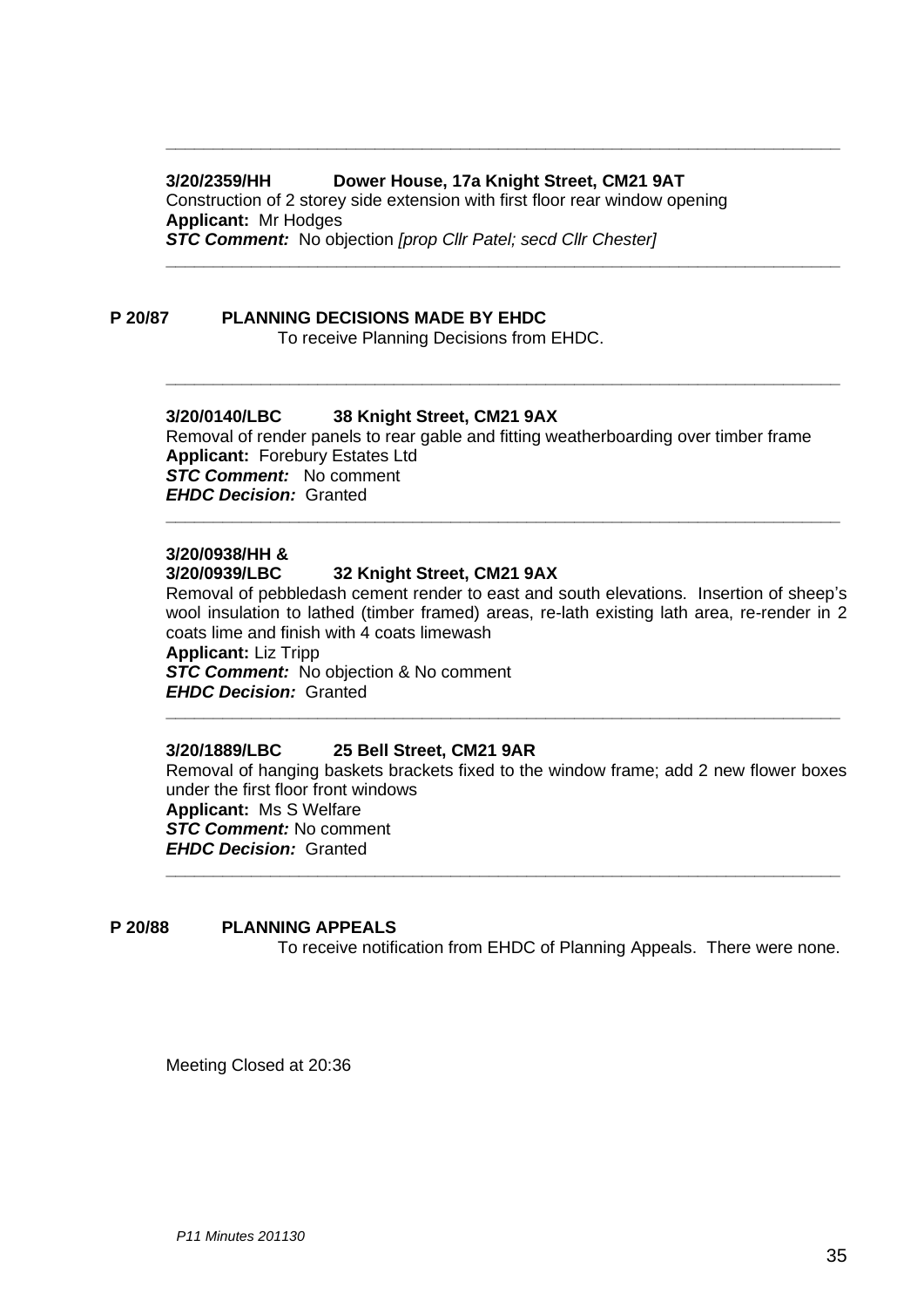---

**3/20/2359/HH Dower House, 17a Knight Street, CM21 9AT**
Construction of 2 storey side extension with first floor rear window opening
**Applicant:** Mr Hodges
***STC Comment:*** No objection *[prop Cllr Patel; secd Cllr Chester]*

---

## P 20/87 PLANNING DECISIONS MADE BY EHDC

To receive Planning Decisions from EHDC.

---

**3/20/0140/LBC 38 Knight Street, CM21 9AX**
Removal of render panels to rear gable and fitting weatherboarding over timber frame
**Applicant:** Forebury Estates Ltd
***STC Comment:*** No comment
***EHDC Decision:*** Granted

---

**3/20/0938/HH &**
**3/20/0939/LBC 32 Knight Street, CM21 9AX**
Removal of pebbledash cement render to east and south elevations. Insertion of sheep's wool insulation to lathed (timber framed) areas, re-lath existing lath area, re-render in 2 coats lime and finish with 4 coats limewash
**Applicant:** Liz Tripp
***STC Comment:*** No objection & No comment
***EHDC Decision:*** Granted

---

**3/20/1889/LBC 25 Bell Street, CM21 9AR**
Removal of hanging baskets brackets fixed to the window frame; add 2 new flower boxes under the first floor front windows
**Applicant:** Ms S Welfare
***STC Comment:*** No comment
***EHDC Decision:*** Granted

---

## P 20/88 PLANNING APPEALS

To receive notification from EHDC of Planning Appeals. There were none.

Meeting Closed at 20:36